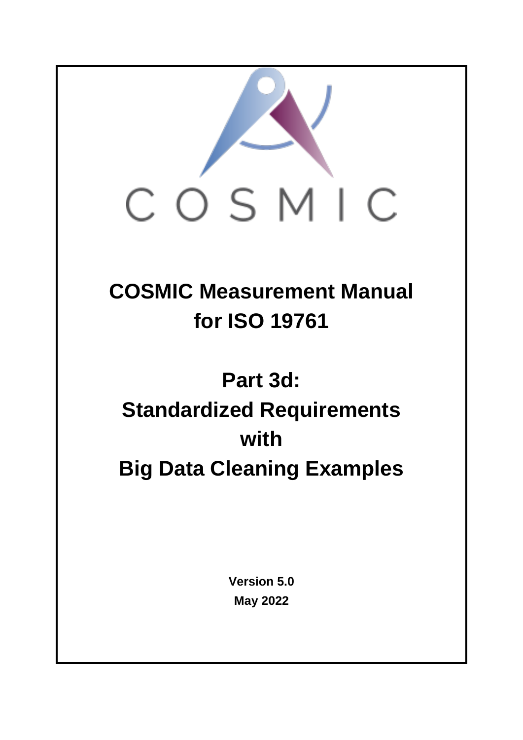COSMIC

# COSMIC Measurement Manual for ISO 19761

# Part 3d: Standardized Requirements with Big Data Cleaning Examples

**Version 5.0**

**May 2022**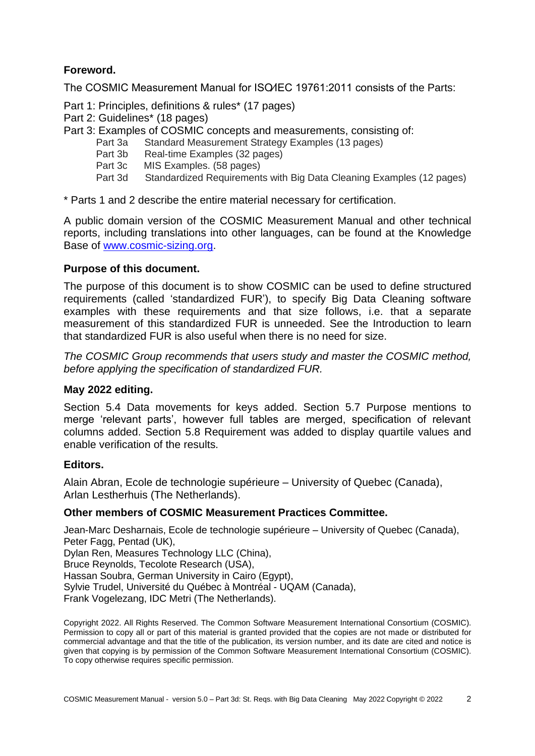**Foreword.**

The COSMIC Measurement Manual for ISO/IEC 19761:2011 consists of the Parts:

Part 1: Principles, definitions & rules* (17 pages)
Part 2: Guidelines* (18 pages)
Part 3: Examples of COSMIC concepts and measurements, consisting of:
- Part 3a Standard Measurement Strategy Examples (13 pages)
- Part 3b Real-time Examples (32 pages)
- Part 3c MIS Examples. (58 pages)
- Part 3d Standardized Requirements with Big Data Cleaning Examples (12 pages)

* Parts 1 and 2 describe the entire material necessary for certification.

A public domain version of the COSMIC Measurement Manual and other technical reports, including translations into other languages, can be found at the Knowledge Base of [www.cosmic-sizing.org](http://www.cosmic-sizing.org).

**Purpose of this document.**

The purpose of this document is to show COSMIC can be used to define structured requirements (called 'standardized FUR'), to specify Big Data Cleaning software examples with these requirements and that size follows, i.e. that a separate measurement of this standardized FUR is unneeded. See the Introduction to learn that standardized FUR is also useful when there is no need for size.

*The COSMIC Group recommends that users study and master the COSMIC method, before applying the specification of standardized FUR.*

**May 2022 editing.**

Section 5.4 Data movements for keys added. Section 5.7 Purpose mentions to merge 'relevant parts', however full tables are merged, specification of relevant columns added. Section 5.8 Requirement was added to display quartile values and enable verification of the results.

**Editors.**

Alain Abran, Ecole de technologie supérieure – University of Quebec (Canada),
Arlan Lestherhuis (The Netherlands).

**Other members of COSMIC Measurement Practices Committee.**

Jean-Marc Desharnais, Ecole de technologie supérieure – University of Quebec (Canada),
Peter Fagg, Pentad (UK),
Dylan Ren, Measures Technology LLC (China),
Bruce Reynolds, Tecolote Research (USA),
Hassan Soubra, German University in Cairo (Egypt),
Sylvie Trudel, Université du Québec à Montréal - UQAM (Canada),
Frank Vogelezang, IDC Metri (The Netherlands).

Copyright 2022. All Rights Reserved. The Common Software Measurement International Consortium (COSMIC). Permission to copy all or part of this material is granted provided that the copies are not made or distributed for commercial advantage and that the title of the publication, its version number, and its date are cited and notice is given that copying is by permission of the Common Software Measurement International Consortium (COSMIC). To copy otherwise requires specific permission.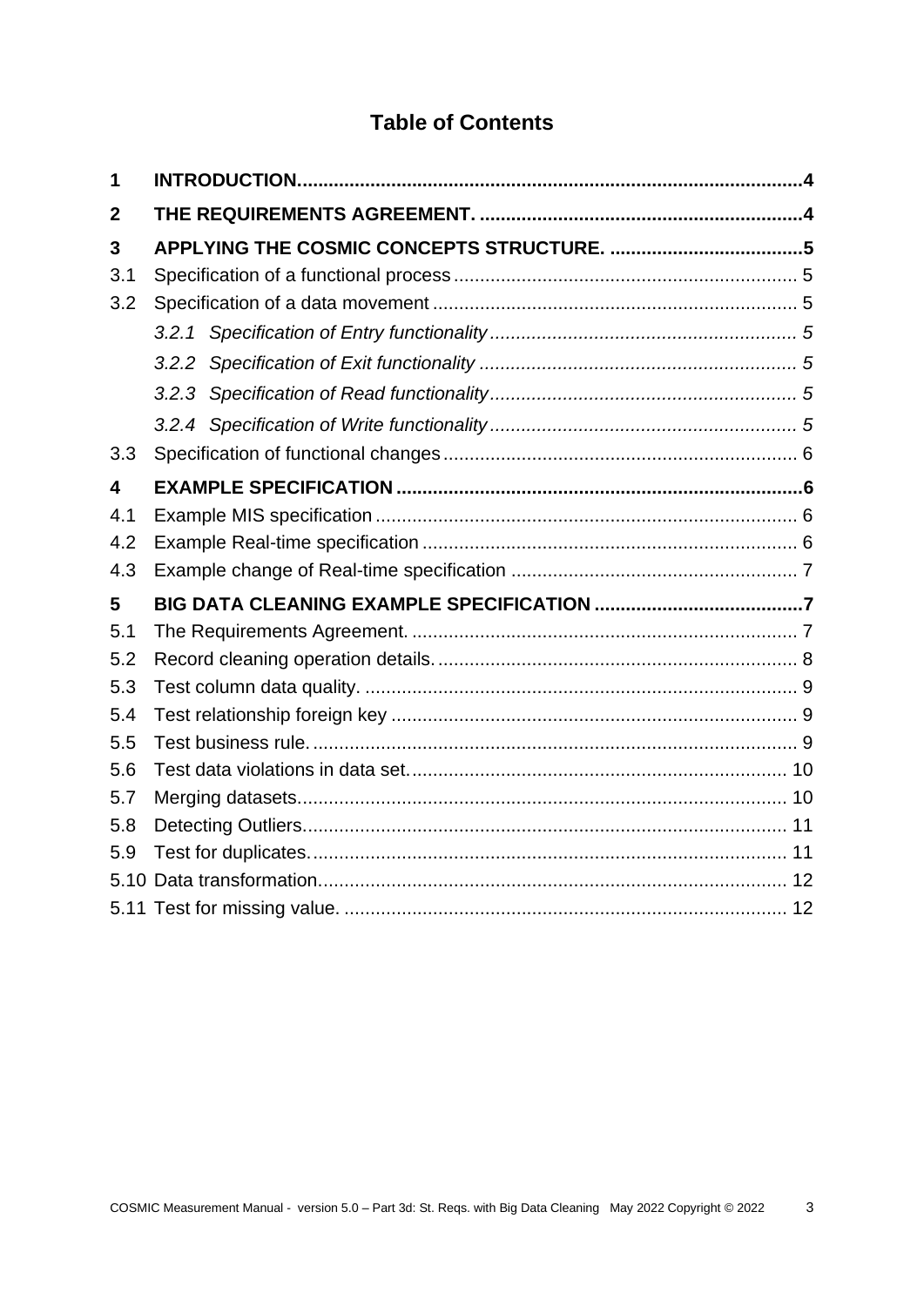# Table of Contents

| | | |
|---|---|---|
| **1** | **INTRODUCTION** | **4** |
| **2** | **THE REQUIREMENTS AGREEMENT.** | **4** |
| **3** | **APPLYING THE COSMIC CONCEPTS STRUCTURE.** | **5** |
| 3.1 | Specification of a functional process | 5 |
| 3.2 | Specification of a data movement | 5 |
| | *3.2.1 Specification of Entry functionality* | *5* |
| | *3.2.2 Specification of Exit functionality* | *5* |
| | *3.2.3 Specification of Read functionality* | *5* |
| | *3.2.4 Specification of Write functionality* | *5* |
| 3.3 | Specification of functional changes | 6 |
| **4** | **EXAMPLE SPECIFICATION** | **6** |
| 4.1 | Example MIS specification | 6 |
| 4.2 | Example Real-time specification | 6 |
| 4.3 | Example change of Real-time specification | 7 |
| **5** | **BIG DATA CLEANING EXAMPLE SPECIFICATION** | **7** |
| 5.1 | The Requirements Agreement. | 7 |
| 5.2 | Record cleaning operation details. | 8 |
| 5.3 | Test column data quality. | 9 |
| 5.4 | Test relationship foreign key | 9 |
| 5.5 | Test business rule. | 9 |
| 5.6 | Test data violations in data set. | 10 |
| 5.7 | Merging datasets. | 10 |
| 5.8 | Detecting Outliers. | 11 |
| 5.9 | Test for duplicates. | 11 |
| 5.10 | Data transformation. | 12 |
| 5.11 | Test for missing value. | 12 |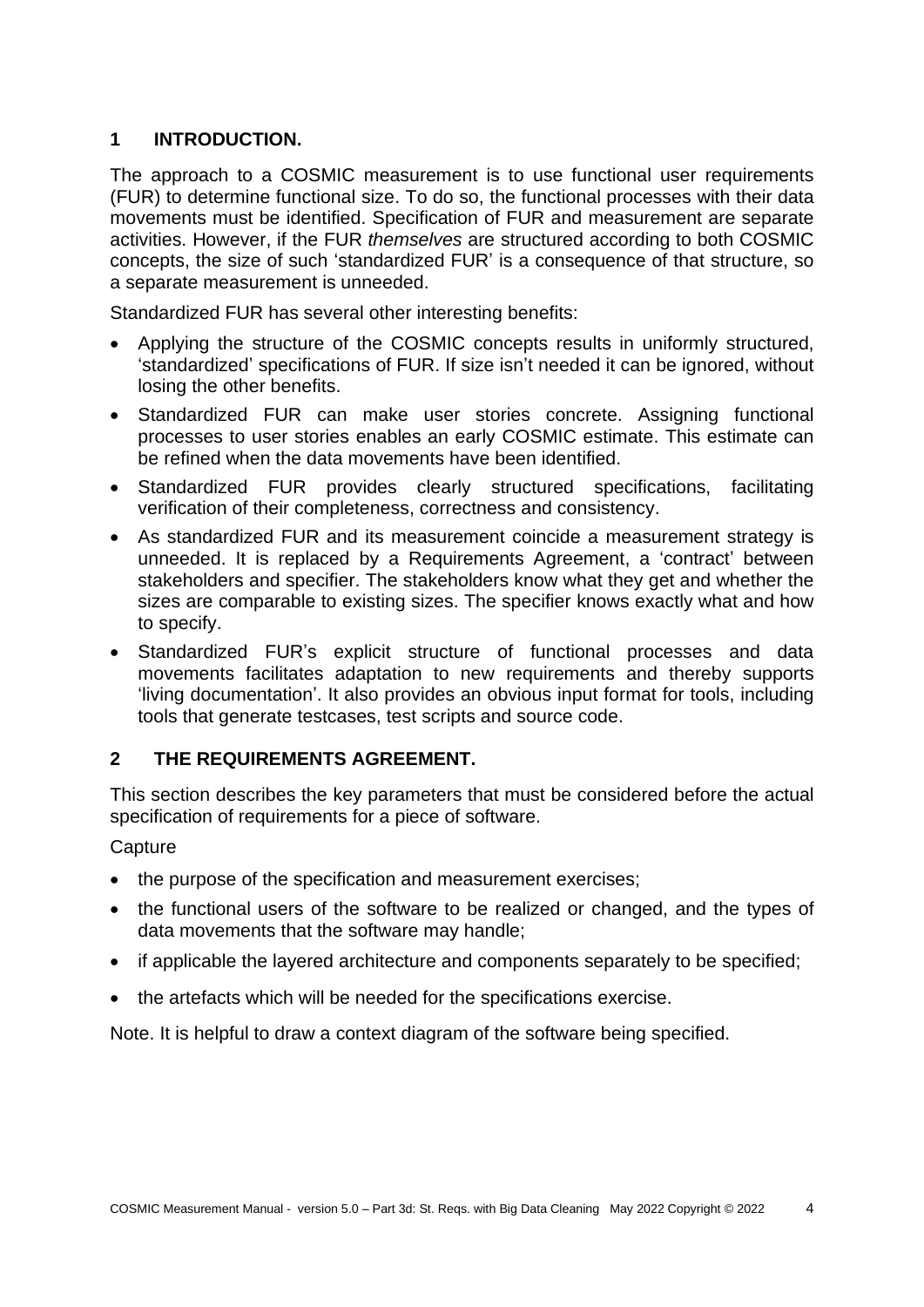## 1 INTRODUCTION.

The approach to a COSMIC measurement is to use functional user requirements (FUR) to determine functional size. To do so, the functional processes with their data movements must be identified. Specification of FUR and measurement are separate activities. However, if the FUR *themselves* are structured according to both COSMIC concepts, the size of such 'standardized FUR' is a consequence of that structure, so a separate measurement is unneeded.

Standardized FUR has several other interesting benefits:

- Applying the structure of the COSMIC concepts results in uniformly structured, 'standardized' specifications of FUR. If size isn't needed it can be ignored, without losing the other benefits.
- Standardized FUR can make user stories concrete. Assigning functional processes to user stories enables an early COSMIC estimate. This estimate can be refined when the data movements have been identified.
- Standardized FUR provides clearly structured specifications, facilitating verification of their completeness, correctness and consistency.
- As standardized FUR and its measurement coincide a measurement strategy is unneeded. It is replaced by a Requirements Agreement, a 'contract' between stakeholders and specifier. The stakeholders know what they get and whether the sizes are comparable to existing sizes. The specifier knows exactly what and how to specify.
- Standardized FUR's explicit structure of functional processes and data movements facilitates adaptation to new requirements and thereby supports 'living documentation'. It also provides an obvious input format for tools, including tools that generate testcases, test scripts and source code.

## 2 THE REQUIREMENTS AGREEMENT.

This section describes the key parameters that must be considered before the actual specification of requirements for a piece of software.

Capture

- the purpose of the specification and measurement exercises;
- the functional users of the software to be realized or changed, and the types of data movements that the software may handle;
- if applicable the layered architecture and components separately to be specified;
- the artefacts which will be needed for the specifications exercise.

Note. It is helpful to draw a context diagram of the software being specified.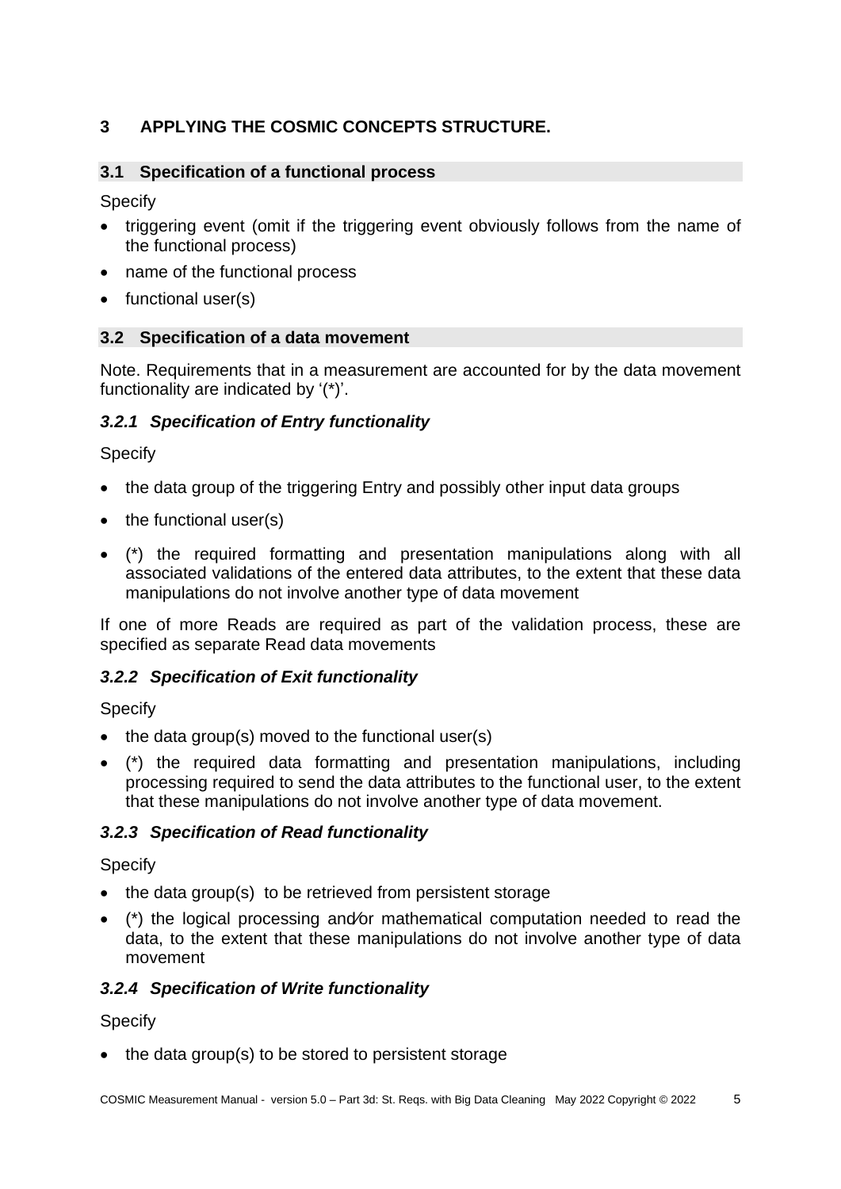# 3 APPLYING THE COSMIC CONCEPTS STRUCTURE.

## 3.1 Specification of a functional process

Specify

- triggering event (omit if the triggering event obviously follows from the name of the functional process)
- name of the functional process
- functional user(s)

## 3.2 Specification of a data movement

Note. Requirements that in a measurement are accounted for by the data movement functionality are indicated by '(*)'.

### *3.2.1 Specification of Entry functionality*

Specify

- the data group of the triggering Entry and possibly other input data groups
- the functional user(s)
- (*) the required formatting and presentation manipulations along with all associated validations of the entered data attributes, to the extent that these data manipulations do not involve another type of data movement

If one of more Reads are required as part of the validation process, these are specified as separate Read data movements

### *3.2.2 Specification of Exit functionality*

Specify

- the data group(s) moved to the functional user(s)
- (*) the required data formatting and presentation manipulations, including processing required to send the data attributes to the functional user, to the extent that these manipulations do not involve another type of data movement.

### *3.2.3 Specification of Read functionality*

Specify

- the data group(s) to be retrieved from persistent storage
- (*) the logical processing and/or mathematical computation needed to read the data, to the extent that these manipulations do not involve another type of data movement

### *3.2.4 Specification of Write functionality*

Specify

- the data group(s) to be stored to persistent storage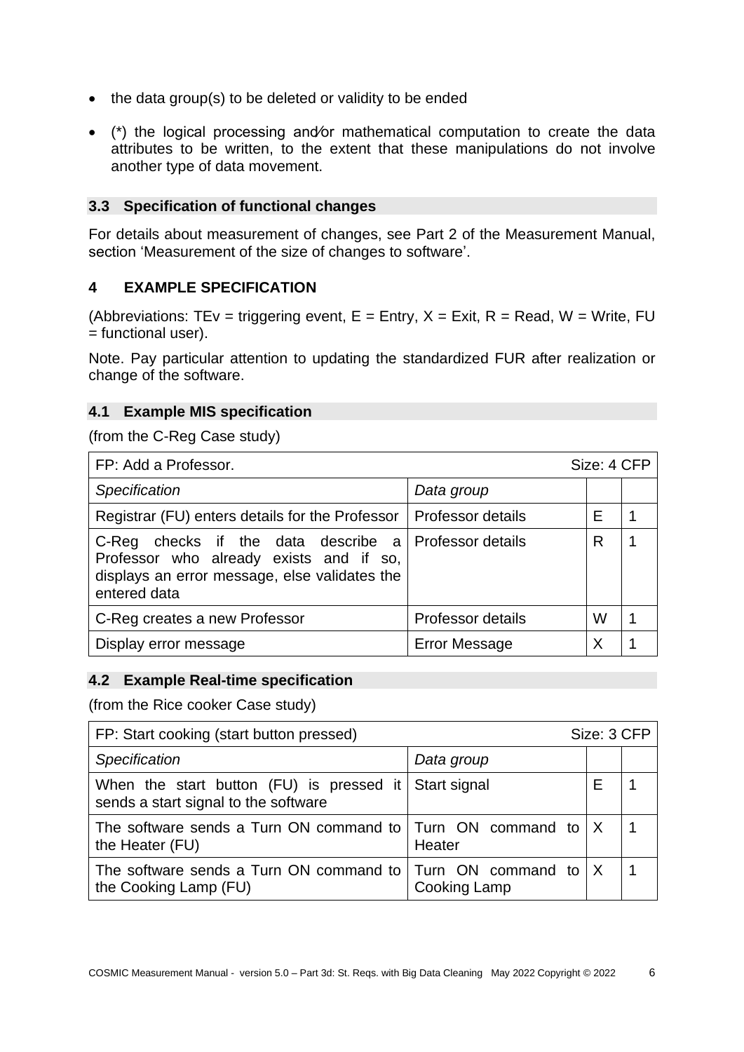- the data group(s) to be deleted or validity to be ended
- (*) the logical processing and⁄or mathematical computation to create the data attributes to be written, to the extent that these manipulations do not involve another type of data movement.

### 3.3 Specification of functional changes

For details about measurement of changes, see Part 2 of the Measurement Manual, section 'Measurement of the size of changes to software'.

## 4 EXAMPLE SPECIFICATION

(Abbreviations: TEv = triggering event, E = Entry, X = Exit, R = Read, W = Write, FU = functional user).

Note. Pay particular attention to updating the standardized FUR after realization or change of the software.

### 4.1 Example MIS specification

(from the C-Reg Case study)

| FP: Add a Professor. | | Size: 4 CFP | |
|---|---|---|---|
| *Specification* | *Data group* | | |
| Registrar (FU) enters details for the Professor | Professor details | E | 1 |
| C-Reg checks if the data describe a Professor who already exists and if so, displays an error message, else validates the entered data | Professor details | R | 1 |
| C-Reg creates a new Professor | Professor details | W | 1 |
| Display error message | Error Message | X | 1 |

### 4.2 Example Real-time specification

(from the Rice cooker Case study)

| FP: Start cooking (start button pressed) | | Size: 3 CFP | |
|---|---|---|---|
| *Specification* | *Data group* | | |
| When the start button (FU) is pressed it sends a start signal to the software | Start signal | E | 1 |
| The software sends a Turn ON command to the Heater (FU) | Turn ON command to Heater | X | 1 |
| The software sends a Turn ON command to the Cooking Lamp (FU) | Turn ON command to Cooking Lamp | X | 1 |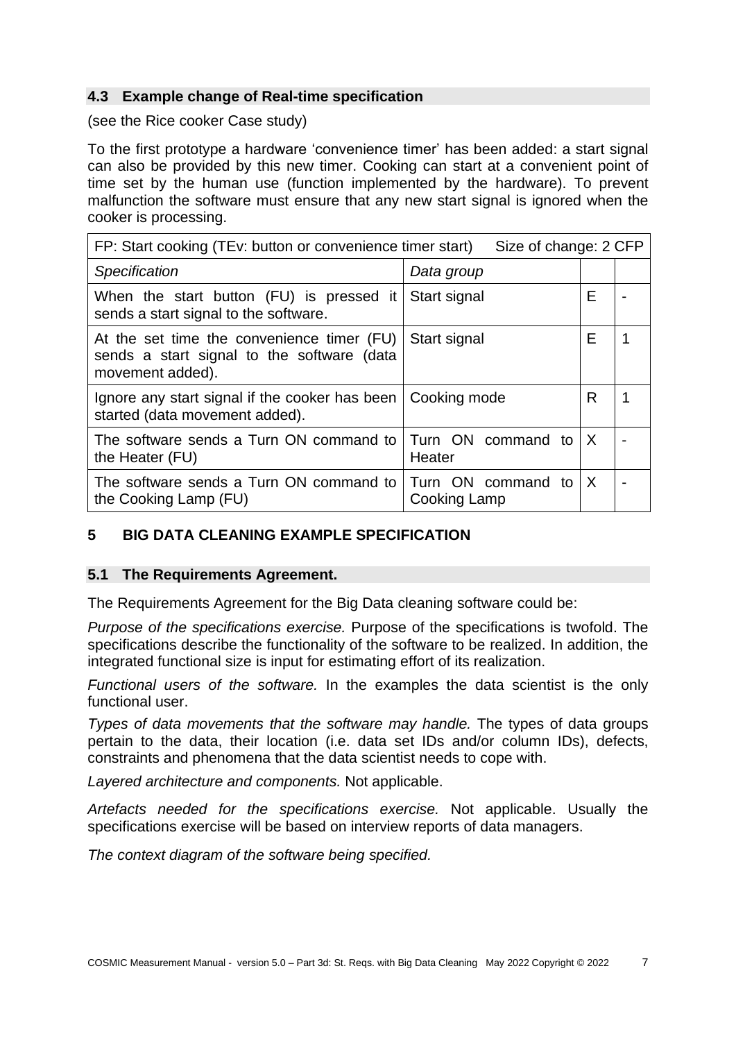## 4.3 Example change of Real-time specification

(see the Rice cooker Case study)

To the first prototype a hardware 'convenience timer' has been added: a start signal can also be provided by this new timer. Cooking can start at a convenient point of time set by the human use (function implemented by the hardware). To prevent malfunction the software must ensure that any new start signal is ignored when the cooker is processing.

| FP: Start cooking (TEv: button or convenience timer start) | Size of change: 2 CFP | | |
|---|---|---|---|
| *Specification* | *Data group* | | |
| When the start button (FU) is pressed it sends a start signal to the software. | Start signal | E | - |
| At the set time the convenience timer (FU) sends a start signal to the software (data movement added). | Start signal | E | 1 |
| Ignore any start signal if the cooker has been started (data movement added). | Cooking mode | R | 1 |
| The software sends a Turn ON command to the Heater (FU) | Turn ON command to Heater | X | - |
| The software sends a Turn ON command to the Cooking Lamp (FU) | Turn ON command to Cooking Lamp | X | - |

# 5 BIG DATA CLEANING EXAMPLE SPECIFICATION

## 5.1 The Requirements Agreement.

The Requirements Agreement for the Big Data cleaning software could be:

*Purpose of the specifications exercise.* Purpose of the specifications is twofold. The specifications describe the functionality of the software to be realized. In addition, the integrated functional size is input for estimating effort of its realization.

*Functional users of the software.* In the examples the data scientist is the only functional user.

*Types of data movements that the software may handle.* The types of data groups pertain to the data, their location (i.e. data set IDs and/or column IDs), defects, constraints and phenomena that the data scientist needs to cope with.

*Layered architecture and components.* Not applicable.

*Artefacts needed for the specifications exercise.* Not applicable. Usually the specifications exercise will be based on interview reports of data managers.

*The context diagram of the software being specified.*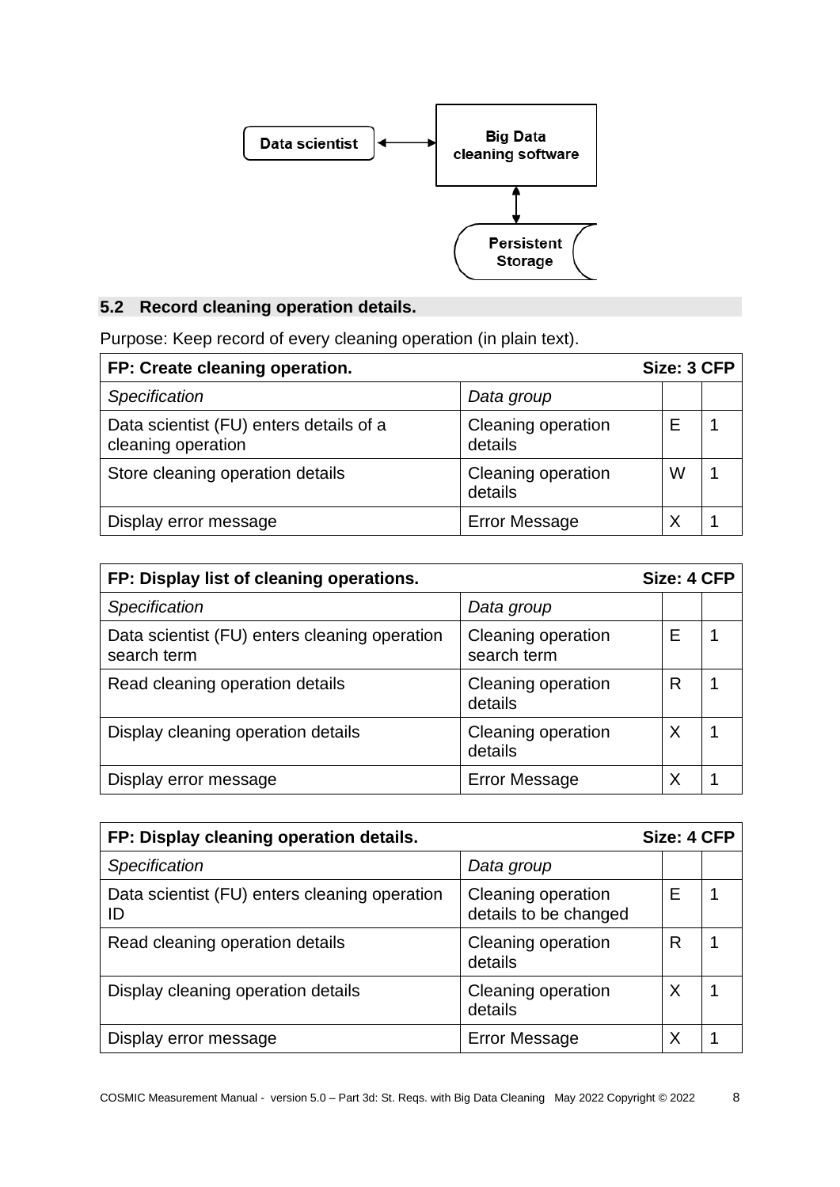Data scientist ↔ Big Data cleaning software ↔ Persistent Storage

## 5.2 Record cleaning operation details.

Purpose: Keep record of every cleaning operation (in plain text).

| **FP: Create cleaning operation.** | | **Size: 3 CFP** | |
|---|---|---|---|
| *Specification* | *Data group* | | |
| Data scientist (FU) enters details of a cleaning operation | Cleaning operation details | E | 1 |
| Store cleaning operation details | Cleaning operation details | W | 1 |
| Display error message | Error Message | X | 1 |

| **FP: Display list of cleaning operations.** | | **Size: 4 CFP** | |
|---|---|---|---|
| *Specification* | *Data group* | | |
| Data scientist (FU) enters cleaning operation search term | Cleaning operation search term | E | 1 |
| Read cleaning operation details | Cleaning operation details | R | 1 |
| Display cleaning operation details | Cleaning operation details | X | 1 |
| Display error message | Error Message | X | 1 |

| **FP: Display cleaning operation details.** | | **Size: 4 CFP** | |
|---|---|---|---|
| *Specification* | *Data group* | | |
| Data scientist (FU) enters cleaning operation ID | Cleaning operation details to be changed | E | 1 |
| Read cleaning operation details | Cleaning operation details | R | 1 |
| Display cleaning operation details | Cleaning operation details | X | 1 |
| Display error message | Error Message | X | 1 |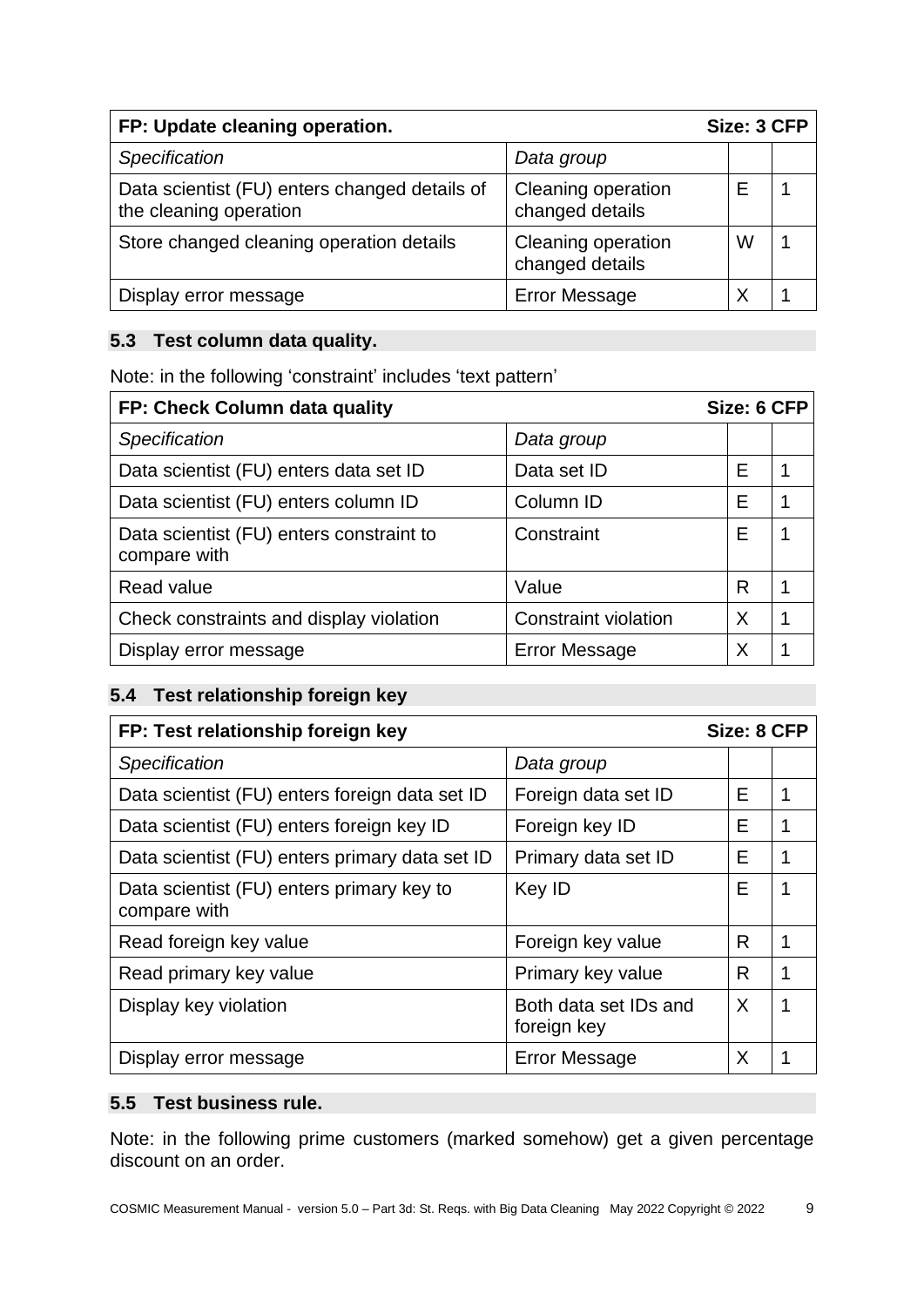| FP: Update cleaning operation. | | Size: 3 CFP | |
|---|---|---|---|
| *Specification* | *Data group* | | |
| Data scientist (FU) enters changed details of the cleaning operation | Cleaning operation changed details | E | 1 |
| Store changed cleaning operation details | Cleaning operation changed details | W | 1 |
| Display error message | Error Message | X | 1 |

## 5.3 Test column data quality.

Note: in the following 'constraint' includes 'text pattern'

| FP: Check Column data quality | | Size: 6 CFP | |
|---|---|---|---|
| *Specification* | *Data group* | | |
| Data scientist (FU) enters data set ID | Data set ID | E | 1 |
| Data scientist (FU) enters column ID | Column ID | E | 1 |
| Data scientist (FU) enters constraint to compare with | Constraint | E | 1 |
| Read value | Value | R | 1 |
| Check constraints and display violation | Constraint violation | X | 1 |
| Display error message | Error Message | X | 1 |

## 5.4 Test relationship foreign key

| FP: Test relationship foreign key | | Size: 8 CFP | |
|---|---|---|---|
| *Specification* | *Data group* | | |
| Data scientist (FU) enters foreign data set ID | Foreign data set ID | E | 1 |
| Data scientist (FU) enters foreign key ID | Foreign key ID | E | 1 |
| Data scientist (FU) enters primary data set ID | Primary data set ID | E | 1 |
| Data scientist (FU) enters primary key to compare with | Key ID | E | 1 |
| Read foreign key value | Foreign key value | R | 1 |
| Read primary key value | Primary key value | R | 1 |
| Display key violation | Both data set IDs and foreign key | X | 1 |
| Display error message | Error Message | X | 1 |

## 5.5 Test business rule.

Note: in the following prime customers (marked somehow) get a given percentage discount on an order.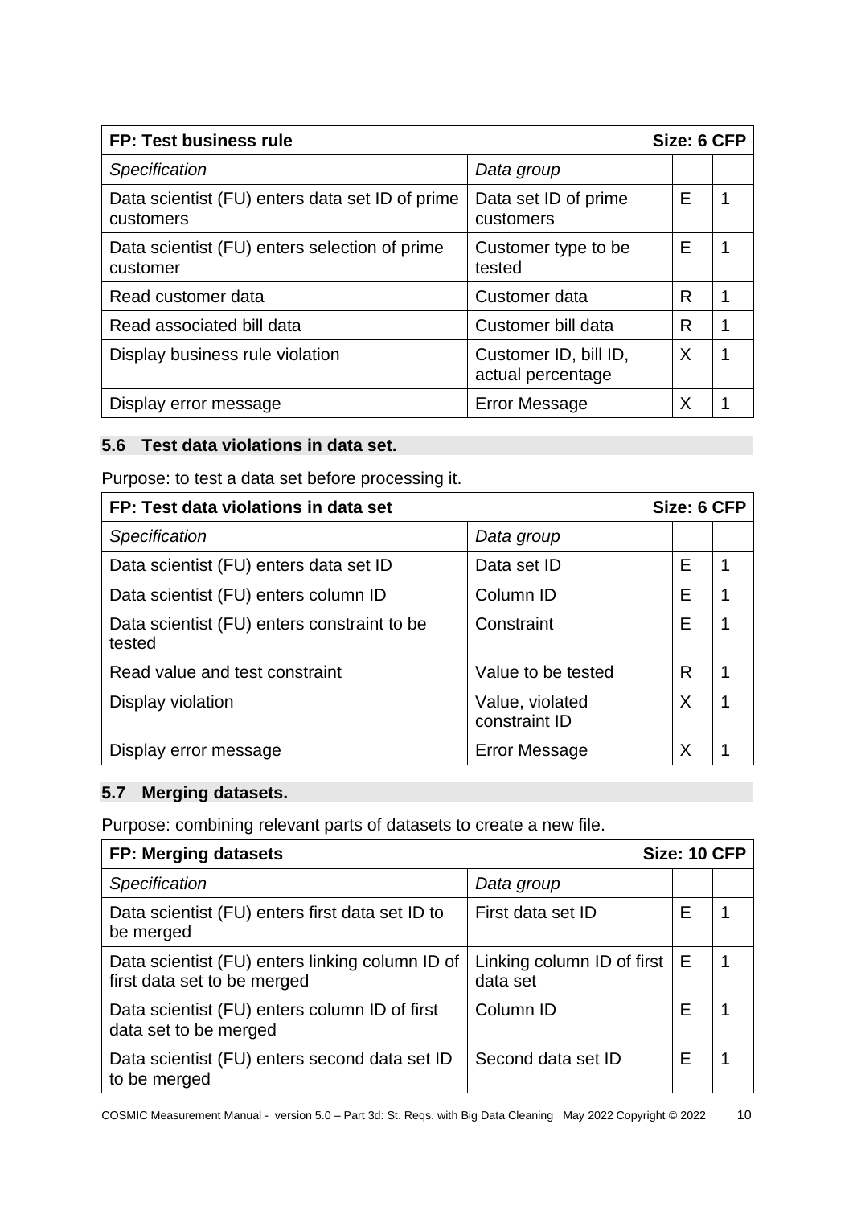| FP: Test business rule | | Size: 6 CFP | |
|---|---|---|---|
| *Specification* | *Data group* | | |
| Data scientist (FU) enters data set ID of prime customers | Data set ID of prime customers | E | 1 |
| Data scientist (FU) enters selection of prime customer | Customer type to be tested | E | 1 |
| Read customer data | Customer data | R | 1 |
| Read associated bill data | Customer bill data | R | 1 |
| Display business rule violation | Customer ID, bill ID, actual percentage | X | 1 |
| Display error message | Error Message | X | 1 |

### 5.6 Test data violations in data set.

Purpose: to test a data set before processing it.

| FP: Test data violations in data set | | Size: 6 CFP | |
|---|---|---|---|
| *Specification* | *Data group* | | |
| Data scientist (FU) enters data set ID | Data set ID | E | 1 |
| Data scientist (FU) enters column ID | Column ID | E | 1 |
| Data scientist (FU) enters constraint to be tested | Constraint | E | 1 |
| Read value and test constraint | Value to be tested | R | 1 |
| Display violation | Value, violated constraint ID | X | 1 |
| Display error message | Error Message | X | 1 |

### 5.7 Merging datasets.

Purpose: combining relevant parts of datasets to create a new file.

| FP: Merging datasets | | Size: 10 CFP | |
|---|---|---|---|
| *Specification* | *Data group* | | |
| Data scientist (FU) enters first data set ID to be merged | First data set ID | E | 1 |
| Data scientist (FU) enters linking column ID of first data set to be merged | Linking column ID of first data set | E | 1 |
| Data scientist (FU) enters column ID of first data set to be merged | Column ID | E | 1 |
| Data scientist (FU) enters second data set ID to be merged | Second data set ID | E | 1 |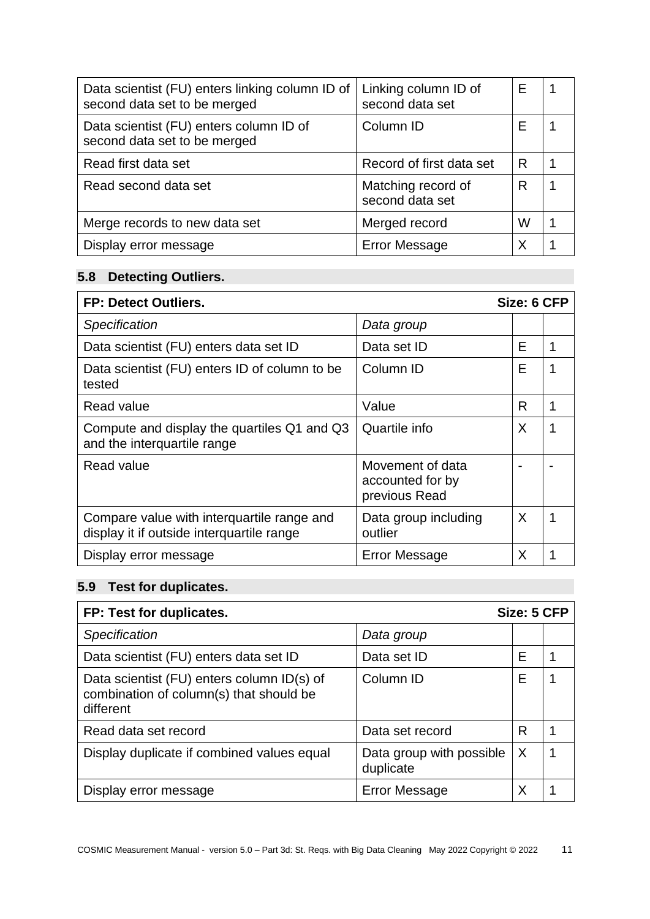| | | | |
|---|---|---|---|
| Data scientist (FU) enters linking column ID of second data set to be merged | Linking column ID of second data set | E | 1 |
| Data scientist (FU) enters column ID of second data set to be merged | Column ID | E | 1 |
| Read first data set | Record of first data set | R | 1 |
| Read second data set | Matching record of second data set | R | 1 |
| Merge records to new data set | Merged record | W | 1 |
| Display error message | Error Message | X | 1 |

## 5.8 Detecting Outliers.

| **FP: Detect Outliers.** | **Size: 6 CFP** | | |
|---|---|---|---|
| *Specification* | *Data group* | | |
| Data scientist (FU) enters data set ID | Data set ID | E | 1 |
| Data scientist (FU) enters ID of column to be tested | Column ID | E | 1 |
| Read value | Value | R | 1 |
| Compute and display the quartiles Q1 and Q3 and the interquartile range | Quartile info | X | 1 |
| Read value | Movement of data accounted for by previous Read | - | - |
| Compare value with interquartile range and display it if outside interquartile range | Data group including outlier | X | 1 |
| Display error message | Error Message | X | 1 |

## 5.9 Test for duplicates.

| **FP: Test for duplicates.** | **Size: 5 CFP** | | |
|---|---|---|---|
| *Specification* | *Data group* | | |
| Data scientist (FU) enters data set ID | Data set ID | E | 1 |
| Data scientist (FU) enters column ID(s) of combination of column(s) that should be different | Column ID | E | 1 |
| Read data set record | Data set record | R | 1 |
| Display duplicate if combined values equal | Data group with possible duplicate | X | 1 |
| Display error message | Error Message | X | 1 |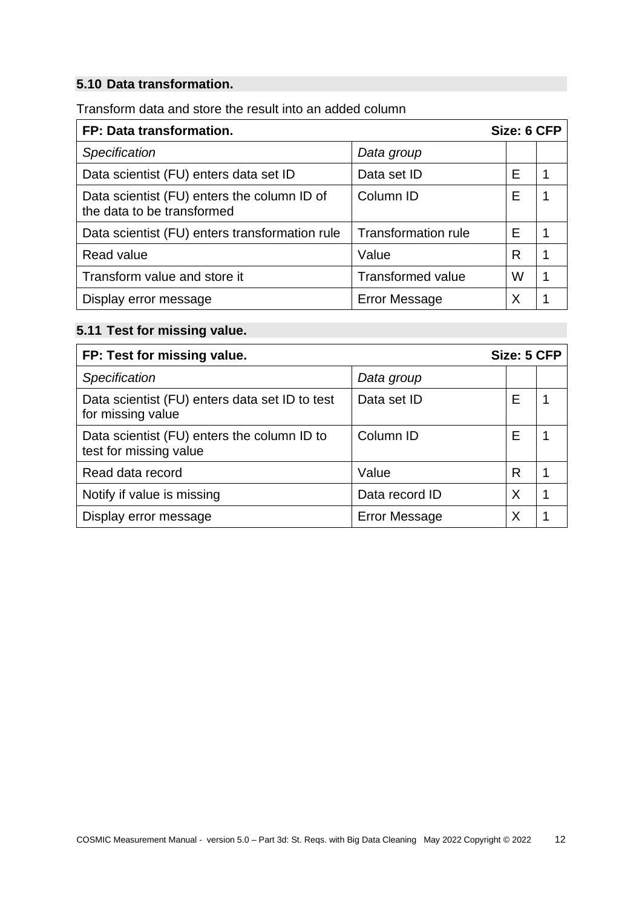## 5.10 Data transformation.

Transform data and store the result into an added column

| **FP: Data transformation.** | | **Size: 6 CFP** | |
|---|---|---|---|
| *Specification* | *Data group* | | |
| Data scientist (FU) enters data set ID | Data set ID | E | 1 |
| Data scientist (FU) enters the column ID of the data to be transformed | Column ID | E | 1 |
| Data scientist (FU) enters transformation rule | Transformation rule | E | 1 |
| Read value | Value | R | 1 |
| Transform value and store it | Transformed value | W | 1 |
| Display error message | Error Message | X | 1 |

## 5.11 Test for missing value.

| **FP: Test for missing value.** | | **Size: 5 CFP** | |
|---|---|---|---|
| *Specification* | *Data group* | | |
| Data scientist (FU) enters data set ID to test for missing value | Data set ID | E | 1 |
| Data scientist (FU) enters the column ID to test for missing value | Column ID | E | 1 |
| Read data record | Value | R | 1 |
| Notify if value is missing | Data record ID | X | 1 |
| Display error message | Error Message | X | 1 |